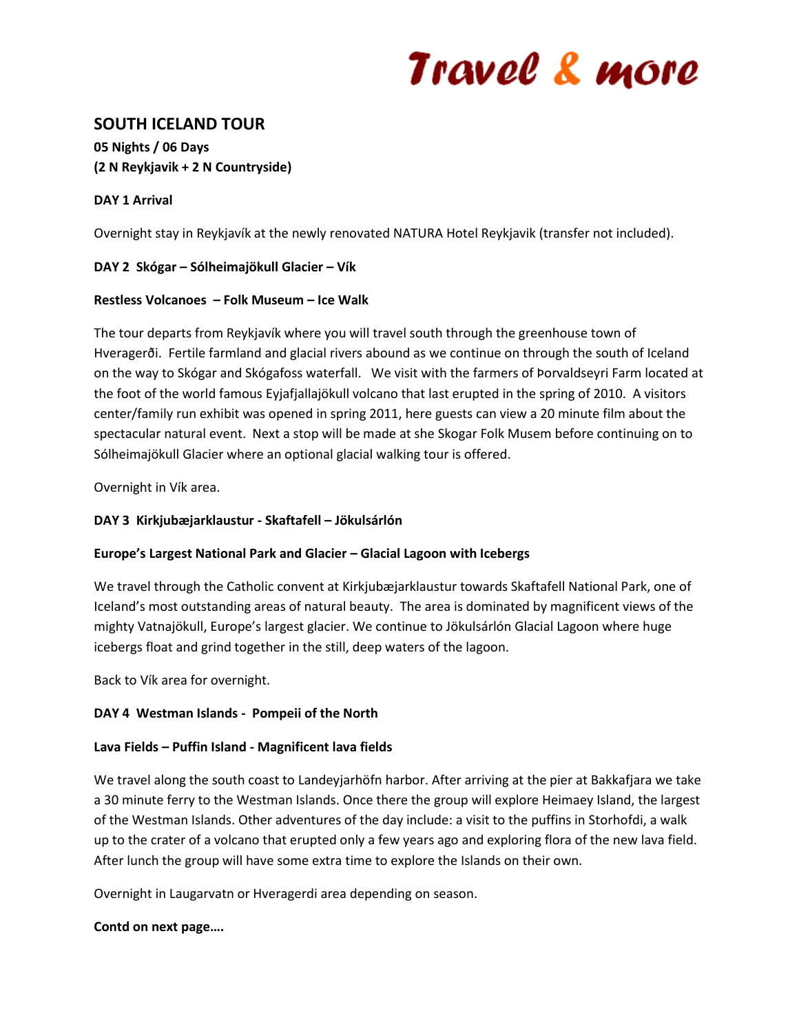Travel & more

## SOUTH ICELAND TOUR

**05 Nights / 06 Days**
**(2 N Reykjavik + 2 N Countryside)**

**DAY 1 Arrival**

Overnight stay in Reykjavík at the newly renovated NATURA Hotel Reykjavik (transfer not included).

**DAY 2 Skógar – Sólheimajökull Glacier – Vík**

**Restless Volcanoes – Folk Museum – Ice Walk**

The tour departs from Reykjavík where you will travel south through the greenhouse town of Hveragerði. Fertile farmland and glacial rivers abound as we continue on through the south of Iceland on the way to Skógar and Skógafoss waterfall. We visit with the farmers of Þorvaldseyri Farm located at the foot of the world famous Eyjafjallajökull volcano that last erupted in the spring of 2010. A visitors center/family run exhibit was opened in spring 2011, here guests can view a 20 minute film about the spectacular natural event. Next a stop will be made at she Skogar Folk Musem before continuing on to Sólheimajökull Glacier where an optional glacial walking tour is offered.

Overnight in Vík area.

**DAY 3 Kirkjubæjarklaustur - Skaftafell – Jökulsárlón**

**Europe's Largest National Park and Glacier – Glacial Lagoon with Icebergs**

We travel through the Catholic convent at Kirkjubæjarklaustur towards Skaftafell National Park, one of Iceland's most outstanding areas of natural beauty. The area is dominated by magnificent views of the mighty Vatnajökull, Europe's largest glacier. We continue to Jökulsárlón Glacial Lagoon where huge icebergs float and grind together in the still, deep waters of the lagoon.

Back to Vík area for overnight.

**DAY 4 Westman Islands - Pompeii of the North**

**Lava Fields – Puffin Island - Magnificent lava fields**

We travel along the south coast to Landeyjarhöfn harbor. After arriving at the pier at Bakkafjara we take a 30 minute ferry to the Westman Islands. Once there the group will explore Heimaey Island, the largest of the Westman Islands. Other adventures of the day include: a visit to the puffins in Storhofdi, a walk up to the crater of a volcano that erupted only a few years ago and exploring flora of the new lava field. After lunch the group will have some extra time to explore the Islands on their own.

Overnight in Laugarvatn or Hveragerdi area depending on season.

**Contd on next page….**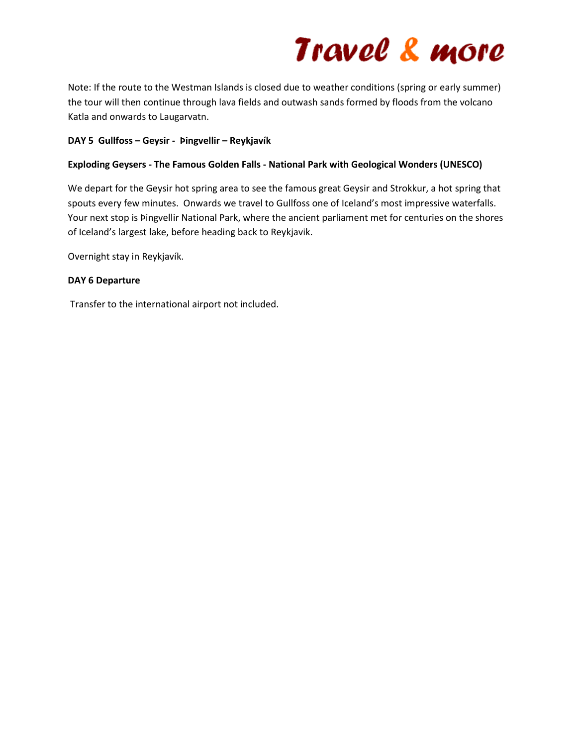Note: If the route to the Westman Islands is closed due to weather conditions (spring or early summer) the tour will then continue through lava fields and outwash sands formed by floods from the volcano Katla and onwards to Laugarvatn.

**DAY 5 Gullfoss – Geysir - Þingvellir – Reykjavík**

**Exploding Geysers - The Famous Golden Falls - National Park with Geological Wonders (UNESCO)**

We depart for the Geysir hot spring area to see the famous great Geysir and Strokkur, a hot spring that spouts every few minutes. Onwards we travel to Gullfoss one of Iceland's most impressive waterfalls. Your next stop is Þingvellir National Park, where the ancient parliament met for centuries on the shores of Iceland's largest lake, before heading back to Reykjavik.

Overnight stay in Reykjavík.

**DAY 6 Departure**

Transfer to the international airport not included.